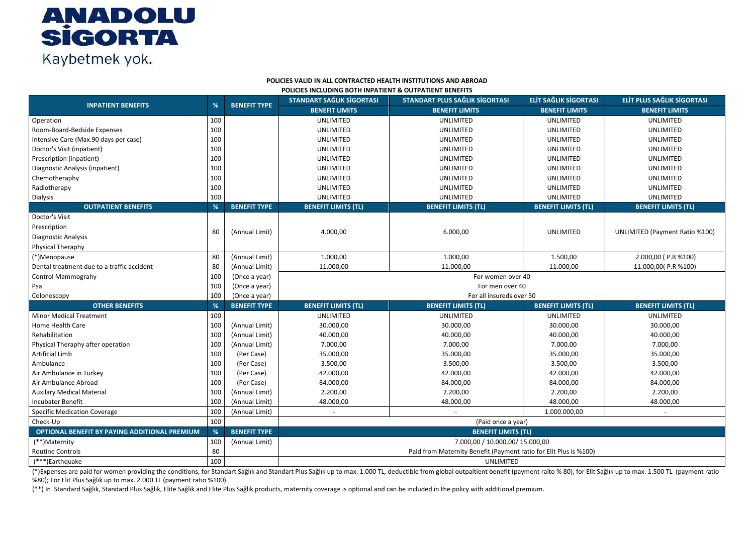# ANADOLU SİGORTA

Kaybetmek yok.

**POLICIES VALID IN ALL CONTRACTED HEALTH INSTITUTIONS AND ABROAD**

**POLICIES INCLUDING BOTH INPATIENT & OUTPATIENT BENEFITS**

| INPATIENT BENEFITS | % | BENEFIT TYPE | STANDART SAĞLIK SİGORTASI BENEFIT LIMITS | STANDART PLUS SAĞLIK SİGORTASI BENEFIT LIMITS | ELİT SAĞLIK SİGORTASI BENEFIT LIMITS | ELİT PLUS SAĞLIK SİGORTASI BENEFIT LIMITS |
|---|---|---|---|---|---|---|
| Operation | 100 | | UNLIMITED | UNLIMITED | UNLIMITED | UNLIMITED |
| Room-Board-Bedside Expenses | 100 | | UNLIMITED | UNLIMITED | UNLIMITED | UNLIMITED |
| Intensive Care (Max.90 days per case) | 100 | | UNLIMITED | UNLIMITED | UNLIMITED | UNLIMITED |
| Doctor's Visit (inpatient) | 100 | | UNLIMITED | UNLIMITED | UNLIMITED | UNLIMITED |
| Prescription (inpatient) | 100 | | UNLIMITED | UNLIMITED | UNLIMITED | UNLIMITED |
| Diagnostic Analysis (inpatient) | 100 | | UNLIMITED | UNLIMITED | UNLIMITED | UNLIMITED |
| Chemotheraphy | 100 | | UNLIMITED | UNLIMITED | UNLIMITED | UNLIMITED |
| Radiotherapy | 100 | | UNLIMITED | UNLIMITED | UNLIMITED | UNLIMITED |
| Dialysis | 100 | | UNLIMITED | UNLIMITED | UNLIMITED | UNLIMITED |
| **OUTPATIENT BENEFITS** | **%** | **BENEFIT TYPE** | **BENEFIT LIMITS (TL)** | **BENEFIT LIMITS (TL)** | **BENEFIT LIMITS (TL)** | **BENEFIT LIMITS (TL)** |
| Doctor's Visit<br>Prescription<br>Diagnostic Analysis<br>Physical Theraphy | 80 | (Annual Limit) | 4.000,00 | 6.000,00 | UNLIMITED | UNLIMITED (Payment Ratio %100) |
| (*)Menopause | 80 | (Annual Limit) | 1.000,00 | 1.000,00 | 1.500,00 | 2.000,00 ( P.R %100) |
| Dental treatment due to a traffic accident | 80 | (Annual Limit) | 11.000,00 | 11.000,00 | 11.000,00 | 11.000,00( P.R %100) |
| Control Mammograhy | 100 | (Once a year) | For women over 40 | | | |
| Psa | 100 | (Once a year) | For men over 40 | | | |
| Colonoscopy | 100 | (Once a year) | For all insureds over 50 | | | |
| **OTHER BENEFITS** | **%** | **BENEFIT TYPE** | **BENEFIT LIMITS (TL)** | **BENEFIT LIMITS (TL)** | **BENEFIT LIMITS (TL)** | **BENEFIT LIMITS (TL)** |
| Minor Medical Treatment | 100 | | UNLIMITED | UNLIMITED | UNLIMITED | UNLIMITED |
| Home Health Care | 100 | (Annual Limit) | 30.000,00 | 30.000,00 | 30.000,00 | 30.000,00 |
| Rehabilitation | 100 | (Annual Limit) | 40.000,00 | 40.000,00 | 40.000,00 | 40.000,00 |
| Physical Theraphy after operation | 100 | (Annual Limit) | 7.000,00 | 7.000,00 | 7.000,00 | 7.000,00 |
| Artificial Limb | 100 | (Per Case) | 35.000,00 | 35.000,00 | 35.000,00 | 35.000,00 |
| Ambulance | 100 | (Per Case) | 3.500,00 | 3.500,00 | 3.500,00 | 3.500,00 |
| Air Ambulance in Turkey | 100 | (Per Case) | 42.000,00 | 42.000,00 | 42.000,00 | 42.000,00 |
| Air Ambulance Abroad | 100 | (Per Case) | 84.000,00 | 84.000,00 | 84.000,00 | 84.000,00 |
| Auxilary Medical Material | 100 | (Annual Limit) | 2.200,00 | 2.200,00 | 2.200,00 | 2.200,00 |
| Incubator Benefit | 100 | (Annual Limit) | 48.000,00 | 48.000,00 | 48.000,00 | 48.000,00 |
| Specific Medication Coverage | 100 | (Annual Limit) | - | - | 1.000.000,00 | - |
| Check-Up | 100 | | (Paid once a year) | | | |
| **OPTIONAL BENEFIT BY PAYING ADDITIONAL PREMIUM** | **%** | **BENEFIT TYPE** | **BENEFIT LIMITS (TL)** | | | |
| (**)Maternity | 100 | (Annual Limit) | 7.000,00 / 10.000,00/ 15.000,00 | | | |
| Routine Controls | 80 | | Paid from Maternity Benefit (Payment ratio for Elit Plus is %100) | | | |
| (***)Earthquake | 100 | | UNLIMITED | | | |

(*)Expenses are paid for women providing the conditions, for Standart Sağlık and Standart Plus Sağlık up to max. 1.000 TL, deductible from global outpaitient benefit (payment raito % 80), for Elit Sağlık up to max. 1.500 TL (payment ratio %80); For Elit Plus Sağlık up to max. 2.000 TL (payment ratio %100)

(**) In Standard Sağlık, Standard Plus Sağlık, Elite Sağlık and Elite Plus Sağlık products, maternity coverage is optional and can be included in the policy with additional premium.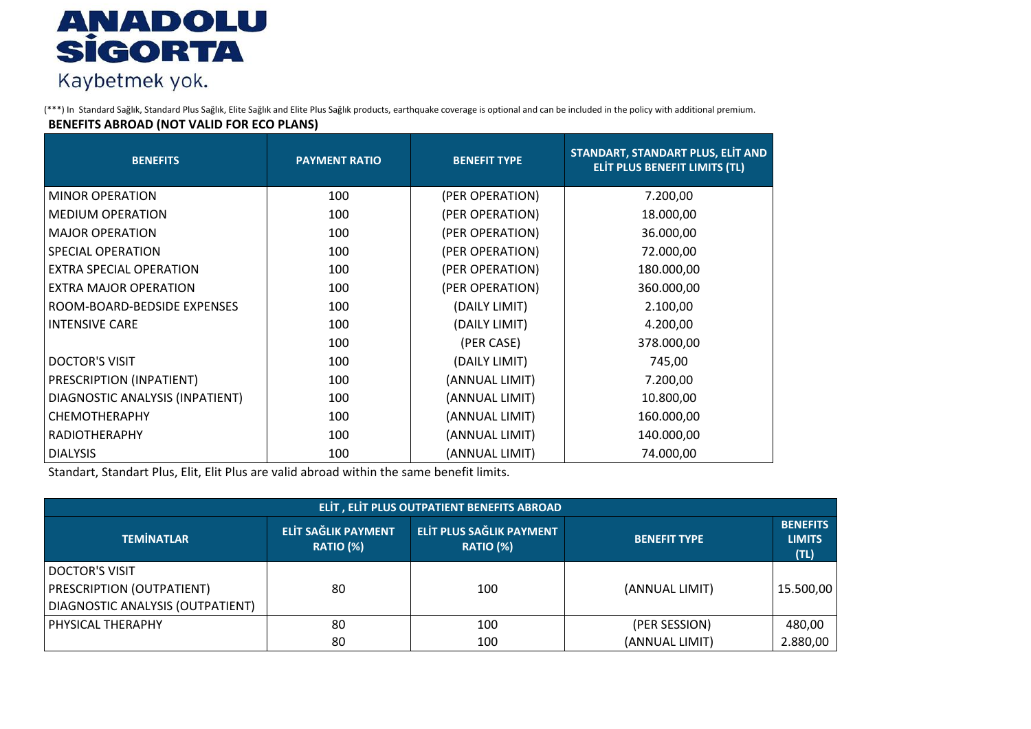**ANADOLU SİGORTA**

Kaybetmek yok.

(***) In Standard Sağlık, Standard Plus Sağlık, Elite Sağlık and Elite Plus Sağlık products, earthquake coverage is optional and can be included in the policy with additional premium.

**BENEFITS ABROAD (NOT VALID FOR ECO PLANS)**

| BENEFITS | PAYMENT RATIO | BENEFIT TYPE | STANDART, STANDART PLUS, ELİT AND ELİT PLUS BENEFIT LIMITS (TL) |
|---|---|---|---|
| MINOR OPERATION | 100 | (PER OPERATION) | 7.200,00 |
| MEDIUM OPERATION | 100 | (PER OPERATION) | 18.000,00 |
| MAJOR OPERATION | 100 | (PER OPERATION) | 36.000,00 |
| SPECIAL OPERATION | 100 | (PER OPERATION) | 72.000,00 |
| EXTRA SPECIAL OPERATION | 100 | (PER OPERATION) | 180.000,00 |
| EXTRA MAJOR OPERATION | 100 | (PER OPERATION) | 360.000,00 |
| ROOM-BOARD-BEDSIDE EXPENSES | 100 | (DAILY LIMIT) | 2.100,00 |
| INTENSIVE CARE | 100 | (DAILY LIMIT) | 4.200,00 |
| | 100 | (PER CASE) | 378.000,00 |
| DOCTOR'S VISIT | 100 | (DAILY LIMIT) | 745,00 |
| PRESCRIPTION (INPATIENT) | 100 | (ANNUAL LIMIT) | 7.200,00 |
| DIAGNOSTIC ANALYSIS (INPATIENT) | 100 | (ANNUAL LIMIT) | 10.800,00 |
| CHEMOTHERAPHY | 100 | (ANNUAL LIMIT) | 160.000,00 |
| RADIOTHERAPHY | 100 | (ANNUAL LIMIT) | 140.000,00 |
| DIALYSIS | 100 | (ANNUAL LIMIT) | 74.000,00 |

Standart, Standart Plus, Elit, Elit Plus are valid abroad within the same benefit limits.

| ELİT , ELİT PLUS OUTPATIENT BENEFITS ABROAD | | | | |
|---|---|---|---|---|
| TEMİNATLAR | ELİT SAĞLIK PAYMENT RATIO (%) | ELİT PLUS SAĞLIK PAYMENT RATIO (%) | BENEFIT TYPE | BENEFITS LIMITS (TL) |
| DOCTOR'S VISIT<br>PRESCRIPTION (OUTPATIENT)<br>DIAGNOSTIC ANALYSIS (OUTPATIENT) | 80 | 100 | (ANNUAL LIMIT) | 15.500,00 |
| PHYSICAL THERAPHY | 80 | 100 | (PER SESSION) | 480,00 |
| | 80 | 100 | (ANNUAL LIMIT) | 2.880,00 |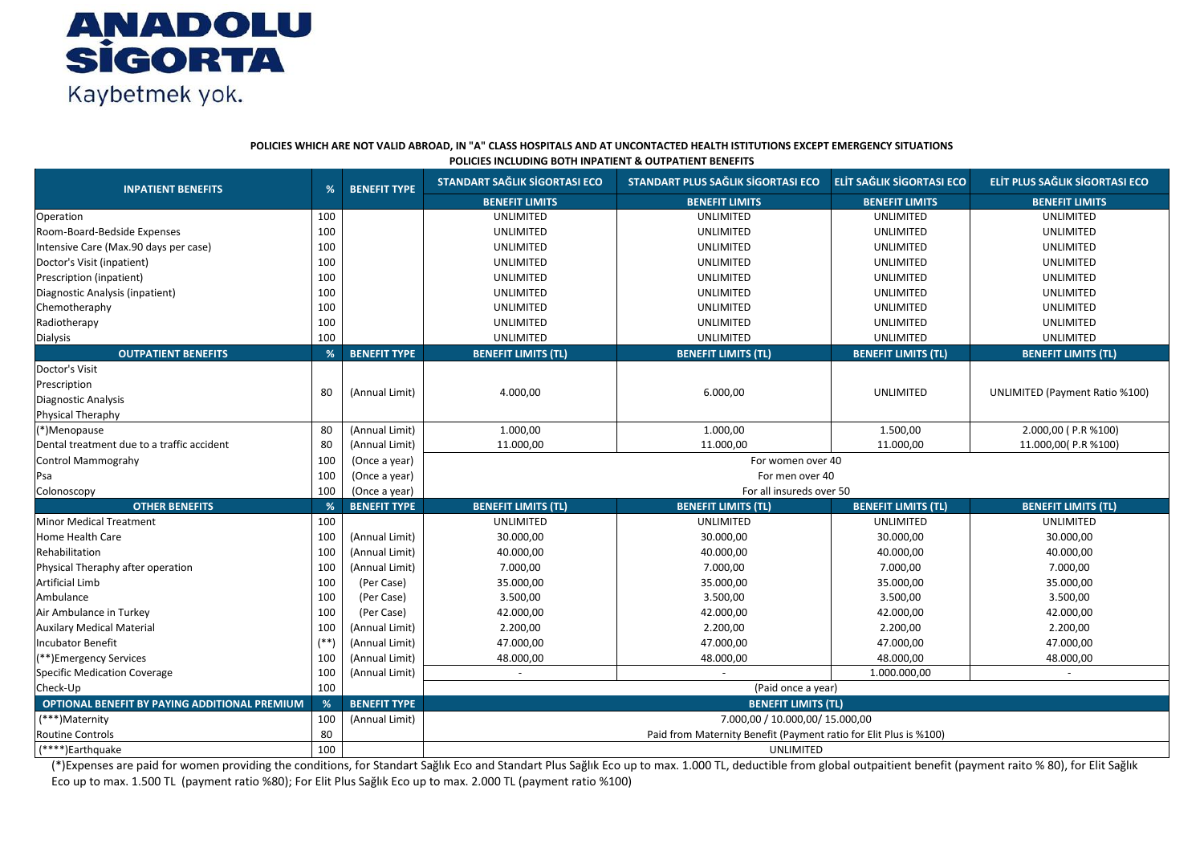# ANADOLU SİGORTA

Kaybetmek yok.

**POLICIES WHICH ARE NOT VALID ABROAD, IN "A" CLASS HOSPITALS AND AT UNCONTACTED HEALTH ISTITUTIONS EXCEPT EMERGENCY SITUATIONS**

**POLICIES INCLUDING BOTH INPATIENT & OUTPATIENT BENEFITS**

| INPATIENT BENEFITS | % | BENEFIT TYPE | STANDART SAĞLIK SİGORTASI ECO | STANDART PLUS SAĞLIK SİGORTASI ECO | ELİT SAĞLIK SİGORTASI ECO | ELİT PLUS SAĞLIK SİGORTASI ECO |
|---|---|---|---|---|---|---|
| | | | BENEFIT LIMITS | BENEFIT LIMITS | BENEFIT LIMITS | BENEFIT LIMITS |
| Operation | 100 | | UNLIMITED | UNLIMITED | UNLIMITED | UNLIMITED |
| Room-Board-Bedside Expenses | 100 | | UNLIMITED | UNLIMITED | UNLIMITED | UNLIMITED |
| Intensive Care (Max.90 days per case) | 100 | | UNLIMITED | UNLIMITED | UNLIMITED | UNLIMITED |
| Doctor's Visit (inpatient) | 100 | | UNLIMITED | UNLIMITED | UNLIMITED | UNLIMITED |
| Prescription (inpatient) | 100 | | UNLIMITED | UNLIMITED | UNLIMITED | UNLIMITED |
| Diagnostic Analysis (inpatient) | 100 | | UNLIMITED | UNLIMITED | UNLIMITED | UNLIMITED |
| Chemotheraphy | 100 | | UNLIMITED | UNLIMITED | UNLIMITED | UNLIMITED |
| Radiotherapy | 100 | | UNLIMITED | UNLIMITED | UNLIMITED | UNLIMITED |
| Dialysis | 100 | | UNLIMITED | UNLIMITED | UNLIMITED | UNLIMITED |
| **OUTPATIENT BENEFITS** | **%** | **BENEFIT TYPE** | **BENEFIT LIMITS (TL)** | **BENEFIT LIMITS (TL)** | **BENEFIT LIMITS (TL)** | **BENEFIT LIMITS (TL)** |
| Doctor's Visit<br>Prescription<br>Diagnostic Analysis<br>Physical Theraphy | 80 | (Annual Limit) | 4.000,00 | 6.000,00 | UNLIMITED | UNLIMITED (Payment Ratio %100) |
| (*)Menopause | 80 | (Annual Limit) | 1.000,00 | 1.000,00 | 1.500,00 | 2.000,00 ( P.R %100) |
| Dental treatment due to a traffic accident | 80 | (Annual Limit) | 11.000,00 | 11.000,00 | 11.000,00 | 11.000,00( P.R %100) |
| Control Mammograhy | 100 | (Once a year) | For women over 40 | | | |
| Psa | 100 | (Once a year) | For men over 40 | | | |
| Colonoscopy | 100 | (Once a year) | For all insureds over 50 | | | |
| **OTHER BENEFITS** | **%** | **BENEFIT TYPE** | **BENEFIT LIMITS (TL)** | **BENEFIT LIMITS (TL)** | **BENEFIT LIMITS (TL)** | **BENEFIT LIMITS (TL)** |
| Minor Medical Treatment | 100 | | UNLIMITED | UNLIMITED | UNLIMITED | UNLIMITED |
| Home Health Care | 100 | (Annual Limit) | 30.000,00 | 30.000,00 | 30.000,00 | 30.000,00 |
| Rehabilitation | 100 | (Annual Limit) | 40.000,00 | 40.000,00 | 40.000,00 | 40.000,00 |
| Physical Theraphy after operation | 100 | (Annual Limit) | 7.000,00 | 7.000,00 | 7.000,00 | 7.000,00 |
| Artificial Limb | 100 | (Per Case) | 35.000,00 | 35.000,00 | 35.000,00 | 35.000,00 |
| Ambulance | 100 | (Per Case) | 3.500,00 | 3.500,00 | 3.500,00 | 3.500,00 |
| Air Ambulance in Turkey | 100 | (Per Case) | 42.000,00 | 42.000,00 | 42.000,00 | 42.000,00 |
| Auxilary Medical Material | 100 | (Annual Limit) | 2.200,00 | 2.200,00 | 2.200,00 | 2.200,00 |
| Incubator Benefit | (**) | (Annual Limit) | 47.000,00 | 47.000,00 | 47.000,00 | 47.000,00 |
| (**)Emergency Services | 100 | (Annual Limit) | 48.000,00 | 48.000,00 | 48.000,00 | 48.000,00 |
| Specific Medication Coverage | 100 | (Annual Limit) | - | - | 1.000.000,00 | - |
| Check-Up | 100 | | (Paid once a year) | | | |
| **OPTIONAL BENEFIT BY PAYING ADDITIONAL PREMIUM** | **%** | **BENEFIT TYPE** | **BENEFIT LIMITS (TL)** | | | |
| (***)Maternity | 100 | (Annual Limit) | 7.000,00 / 10.000,00/ 15.000,00 | | | |
| Routine Controls | 80 | | Paid from Maternity Benefit (Payment ratio for Elit Plus is %100) | | | |
| (****)Earthquake | 100 | | UNLIMITED | | | |

(*)Expenses are paid for women providing the conditions, for Standart Sağlık Eco and Standart Plus Sağlık Eco up to max. 1.000 TL, deductible from global outpaitient benefit (payment raito % 80), for Elit Sağlık Eco up to max. 1.500 TL (payment ratio %80); For Elit Plus Sağlık Eco up to max. 2.000 TL (payment ratio %100)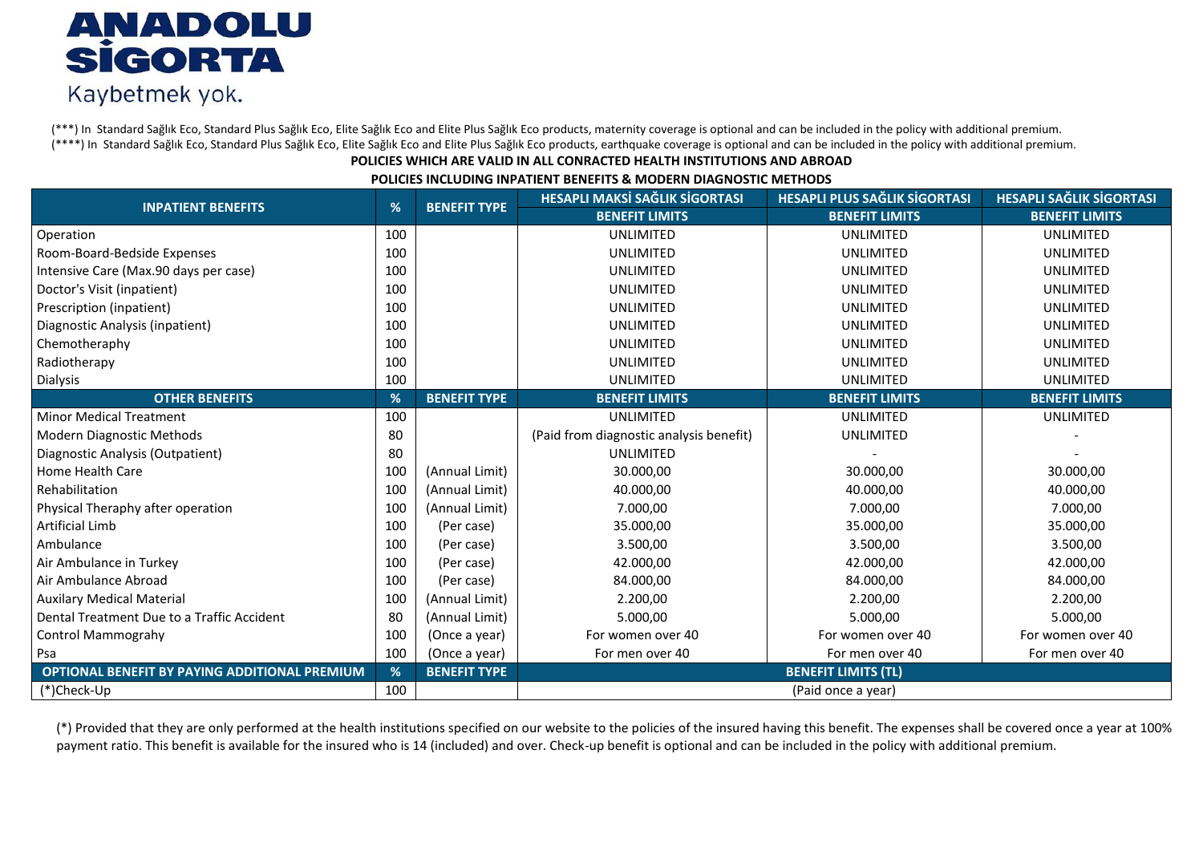# ANADOLU SİGORTA

Kaybetmek yok.

(***) In Standard Sağlık Eco, Standard Plus Sağlık Eco, Elite Sağlık Eco and Elite Plus Sağlık Eco products, maternity coverage is optional and can be included in the policy with additional premium.

(****) In Standard Sağlık Eco, Standard Plus Sağlık Eco, Elite Sağlık Eco and Elite Plus Sağlık Eco products, earthquake coverage is optional and can be included in the policy with additional premium.

**POLICIES WHICH ARE VALID IN ALL CONRACTED HEALTH INSTITUTIONS AND ABROAD**

**POLICIES INCLUDING INPATIENT BENEFITS & MODERN DIAGNOSTIC METHODS**

| INPATIENT BENEFITS | % | BENEFIT TYPE | HESAPLI MAKSİ SAĞLIK SİGORTASI | HESAPLI PLUS SAĞLIK SİGORTASI | HESAPLI SAĞLIK SİGORTASI |
|---|---|---|---|---|---|
| | | | BENEFIT LIMITS | BENEFIT LIMITS | BENEFIT LIMITS |
| Operation | 100 | | UNLIMITED | UNLIMITED | UNLIMITED |
| Room-Board-Bedside Expenses | 100 | | UNLIMITED | UNLIMITED | UNLIMITED |
| Intensive Care (Max.90 days per case) | 100 | | UNLIMITED | UNLIMITED | UNLIMITED |
| Doctor's Visit (inpatient) | 100 | | UNLIMITED | UNLIMITED | UNLIMITED |
| Prescription (inpatient) | 100 | | UNLIMITED | UNLIMITED | UNLIMITED |
| Diagnostic Analysis (inpatient) | 100 | | UNLIMITED | UNLIMITED | UNLIMITED |
| Chemotheraphy | 100 | | UNLIMITED | UNLIMITED | UNLIMITED |
| Radiotherapy | 100 | | UNLIMITED | UNLIMITED | UNLIMITED |
| Dialysis | 100 | | UNLIMITED | UNLIMITED | UNLIMITED |
| **OTHER BENEFITS** | **%** | **BENEFIT TYPE** | **BENEFIT LIMITS** | **BENEFIT LIMITS** | **BENEFIT LIMITS** |
| Minor Medical Treatment | 100 | | UNLIMITED | UNLIMITED | UNLIMITED |
| Modern Diagnostic Methods | 80 | | (Paid from diagnostic analysis benefit) | UNLIMITED | - |
| Diagnostic Analysis (Outpatient) | 80 | | UNLIMITED | - | - |
| Home Health Care | 100 | (Annual Limit) | 30.000,00 | 30.000,00 | 30.000,00 |
| Rehabilitation | 100 | (Annual Limit) | 40.000,00 | 40.000,00 | 40.000,00 |
| Physical Theraphy after operation | 100 | (Annual Limit) | 7.000,00 | 7.000,00 | 7.000,00 |
| Artificial Limb | 100 | (Per case) | 35.000,00 | 35.000,00 | 35.000,00 |
| Ambulance | 100 | (Per case) | 3.500,00 | 3.500,00 | 3.500,00 |
| Air Ambulance in Turkey | 100 | (Per case) | 42.000,00 | 42.000,00 | 42.000,00 |
| Air Ambulance Abroad | 100 | (Per case) | 84.000,00 | 84.000,00 | 84.000,00 |
| Auxilary Medical Material | 100 | (Annual Limit) | 2.200,00 | 2.200,00 | 2.200,00 |
| Dental Treatment Due to a Traffic Accident | 80 | (Annual Limit) | 5.000,00 | 5.000,00 | 5.000,00 |
| Control Mammograhy | 100 | (Once a year) | For women over 40 | For women over 40 | For women over 40 |
| Psa | 100 | (Once a year) | For men over 40 | For men over 40 | For men over 40 |
| **OPTIONAL BENEFIT BY PAYING ADDITIONAL PREMIUM** | **%** | **BENEFIT TYPE** | **BENEFIT LIMITS (TL)** | | |
| (*)Check-Up | 100 | | (Paid once a year) | | |

(*) Provided that they are only performed at the health institutions specified on our website to the policies of the insured having this benefit. The expenses shall be covered once a year at 100% payment ratio. This benefit is available for the insured who is 14 (included) and over. Check-up benefit is optional and can be included in the policy with additional premium.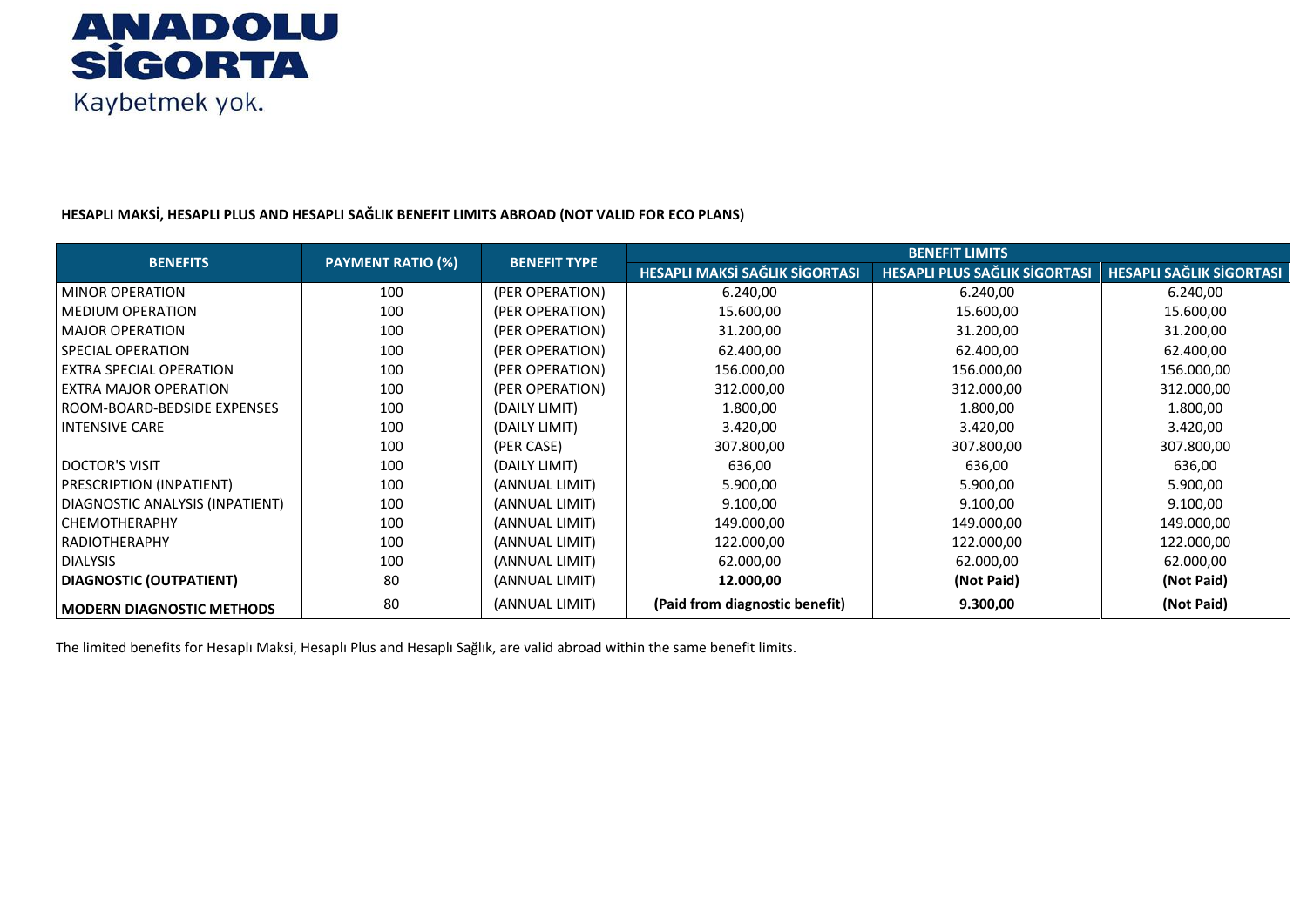**ANADOLU SİGORTA**
Kaybetmek yok.

**HESAPLI MAKSİ, HESAPLI PLUS AND HESAPLI SAĞLIK BENEFIT LIMITS ABROAD (NOT VALID FOR ECO PLANS)**

| BENEFITS | PAYMENT RATIO (%) | BENEFIT TYPE | BENEFIT LIMITS | | |
|---|---|---|---|---|---|
| | | | HESAPLI MAKSİ SAĞLIK SİGORTASI | HESAPLI PLUS SAĞLIK SİGORTASI | HESAPLI SAĞLIK SİGORTASI |
| MINOR OPERATION | 100 | (PER OPERATION) | 6.240,00 | 6.240,00 | 6.240,00 |
| MEDIUM OPERATION | 100 | (PER OPERATION) | 15.600,00 | 15.600,00 | 15.600,00 |
| MAJOR OPERATION | 100 | (PER OPERATION) | 31.200,00 | 31.200,00 | 31.200,00 |
| SPECIAL OPERATION | 100 | (PER OPERATION) | 62.400,00 | 62.400,00 | 62.400,00 |
| EXTRA SPECIAL OPERATION | 100 | (PER OPERATION) | 156.000,00 | 156.000,00 | 156.000,00 |
| EXTRA MAJOR OPERATION | 100 | (PER OPERATION) | 312.000,00 | 312.000,00 | 312.000,00 |
| ROOM-BOARD-BEDSIDE EXPENSES | 100 | (DAILY LIMIT) | 1.800,00 | 1.800,00 | 1.800,00 |
| INTENSIVE CARE | 100 | (DAILY LIMIT) | 3.420,00 | 3.420,00 | 3.420,00 |
| | 100 | (PER CASE) | 307.800,00 | 307.800,00 | 307.800,00 |
| DOCTOR'S VISIT | 100 | (DAILY LIMIT) | 636,00 | 636,00 | 636,00 |
| PRESCRIPTION (INPATIENT) | 100 | (ANNUAL LIMIT) | 5.900,00 | 5.900,00 | 5.900,00 |
| DIAGNOSTIC ANALYSIS (INPATIENT) | 100 | (ANNUAL LIMIT) | 9.100,00 | 9.100,00 | 9.100,00 |
| CHEMOTHERAPHY | 100 | (ANNUAL LIMIT) | 149.000,00 | 149.000,00 | 149.000,00 |
| RADIOTHERAPHY | 100 | (ANNUAL LIMIT) | 122.000,00 | 122.000,00 | 122.000,00 |
| DIALYSIS | 100 | (ANNUAL LIMIT) | 62.000,00 | 62.000,00 | 62.000,00 |
| **DIAGNOSTIC (OUTPATIENT)** | 80 | (ANNUAL LIMIT) | **12.000,00** | **(Not Paid)** | **(Not Paid)** |
| **MODERN DIAGNOSTIC METHODS** | 80 | (ANNUAL LIMIT) | **(Paid from diagnostic benefit)** | **9.300,00** | **(Not Paid)** |

The limited benefits for Hesaplı Maksi, Hesaplı Plus and Hesaplı Sağlık, are valid abroad within the same benefit limits.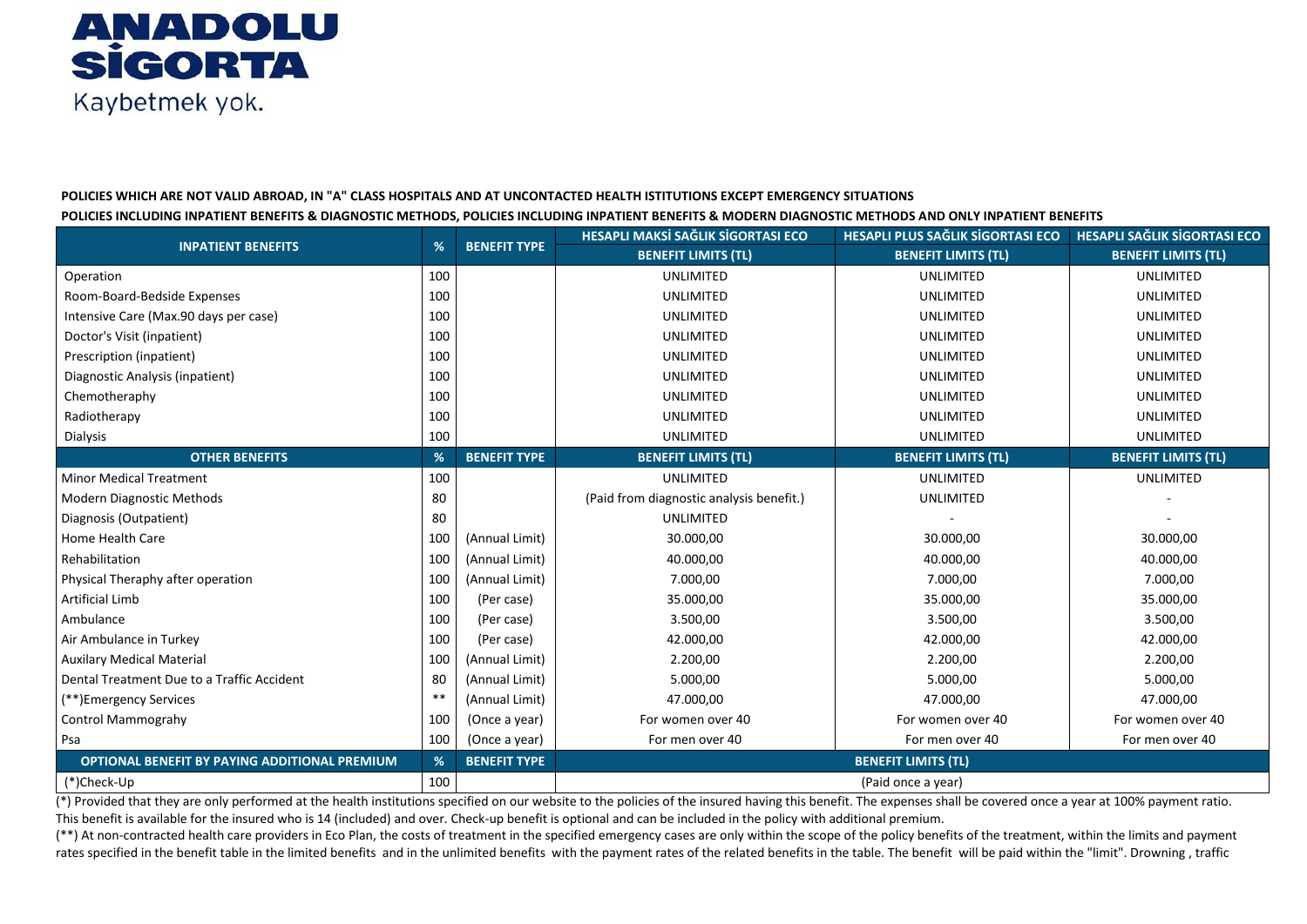# ANADOLU SİGORTA

Kaybetmek yok.

**POLICIES WHICH ARE NOT VALID ABROAD, IN "A" CLASS HOSPITALS AND AT UNCONTACTED HEALTH ISTITUTIONS EXCEPT EMERGENCY SITUATIONS**

**POLICIES INCLUDING INPATIENT BENEFITS & DIAGNOSTIC METHODS, POLICIES INCLUDING INPATIENT BENEFITS & MODERN DIAGNOSTIC METHODS AND ONLY INPATIENT BENEFITS**

| INPATIENT BENEFITS | % | BENEFIT TYPE | HESAPLI MAKSİ SAĞLIK SİGORTASI ECO | HESAPLI PLUS SAĞLIK SİGORTASI ECO | HESAPLI SAĞLIK SİGORTASI ECO |
|---|---|---|---|---|---|
| | | | BENEFIT LIMITS (TL) | BENEFIT LIMITS (TL) | BENEFIT LIMITS (TL) |
| Operation | 100 | | UNLIMITED | UNLIMITED | UNLIMITED |
| Room-Board-Bedside Expenses | 100 | | UNLIMITED | UNLIMITED | UNLIMITED |
| Intensive Care (Max.90 days per case) | 100 | | UNLIMITED | UNLIMITED | UNLIMITED |
| Doctor's Visit (inpatient) | 100 | | UNLIMITED | UNLIMITED | UNLIMITED |
| Prescription (inpatient) | 100 | | UNLIMITED | UNLIMITED | UNLIMITED |
| Diagnostic Analysis (inpatient) | 100 | | UNLIMITED | UNLIMITED | UNLIMITED |
| Chemotheraphy | 100 | | UNLIMITED | UNLIMITED | UNLIMITED |
| Radiotherapy | 100 | | UNLIMITED | UNLIMITED | UNLIMITED |
| Dialysis | 100 | | UNLIMITED | UNLIMITED | UNLIMITED |
| **OTHER BENEFITS** | **%** | **BENEFIT TYPE** | **BENEFIT LIMITS (TL)** | **BENEFIT LIMITS (TL)** | **BENEFIT LIMITS (TL)** |
| Minor Medical Treatment | 100 | | UNLIMITED | UNLIMITED | UNLIMITED |
| Modern Diagnostic Methods | 80 | | (Paid from diagnostic analysis benefit.) | UNLIMITED | - |
| Diagnosis (Outpatient) | 80 | | UNLIMITED | - | - |
| Home Health Care | 100 | (Annual Limit) | 30.000,00 | 30.000,00 | 30.000,00 |
| Rehabilitation | 100 | (Annual Limit) | 40.000,00 | 40.000,00 | 40.000,00 |
| Physical Theraphy after operation | 100 | (Annual Limit) | 7.000,00 | 7.000,00 | 7.000,00 |
| Artificial Limb | 100 | (Per case) | 35.000,00 | 35.000,00 | 35.000,00 |
| Ambulance | 100 | (Per case) | 3.500,00 | 3.500,00 | 3.500,00 |
| Air Ambulance in Turkey | 100 | (Per case) | 42.000,00 | 42.000,00 | 42.000,00 |
| Auxilary Medical Material | 100 | (Annual Limit) | 2.200,00 | 2.200,00 | 2.200,00 |
| Dental Treatment Due to a Traffic Accident | 80 | (Annual Limit) | 5.000,00 | 5.000,00 | 5.000,00 |
| (**)Emergency Services | ** | (Annual Limit) | 47.000,00 | 47.000,00 | 47.000,00 |
| Control Mammograhy | 100 | (Once a year) | For women over 40 | For women over 40 | For women over 40 |
| Psa | 100 | (Once a year) | For men over 40 | For men over 40 | For men over 40 |
| **OPTIONAL BENEFIT BY PAYING ADDITIONAL PREMIUM** | **%** | **BENEFIT TYPE** | **BENEFIT LIMITS (TL)** | | |
| (*)Check-Up | 100 | | (Paid once a year) | | |

(*) Provided that they are only performed at the health institutions specified on our website to the policies of the insured having this benefit. The expenses shall be covered once a year at 100% payment ratio. This benefit is available for the insured who is 14 (included) and over. Check-up benefit is optional and can be included in the policy with additional premium.

(**) At non-contracted health care providers in Eco Plan, the costs of treatment in the specified emergency cases are only within the scope of the policy benefits of the treatment, within the limits and payment rates specified in the benefit table in the limited benefits and in the unlimited benefits with the payment rates of the related benefits in the table. The benefit will be paid within the "limit". Drowning , traffic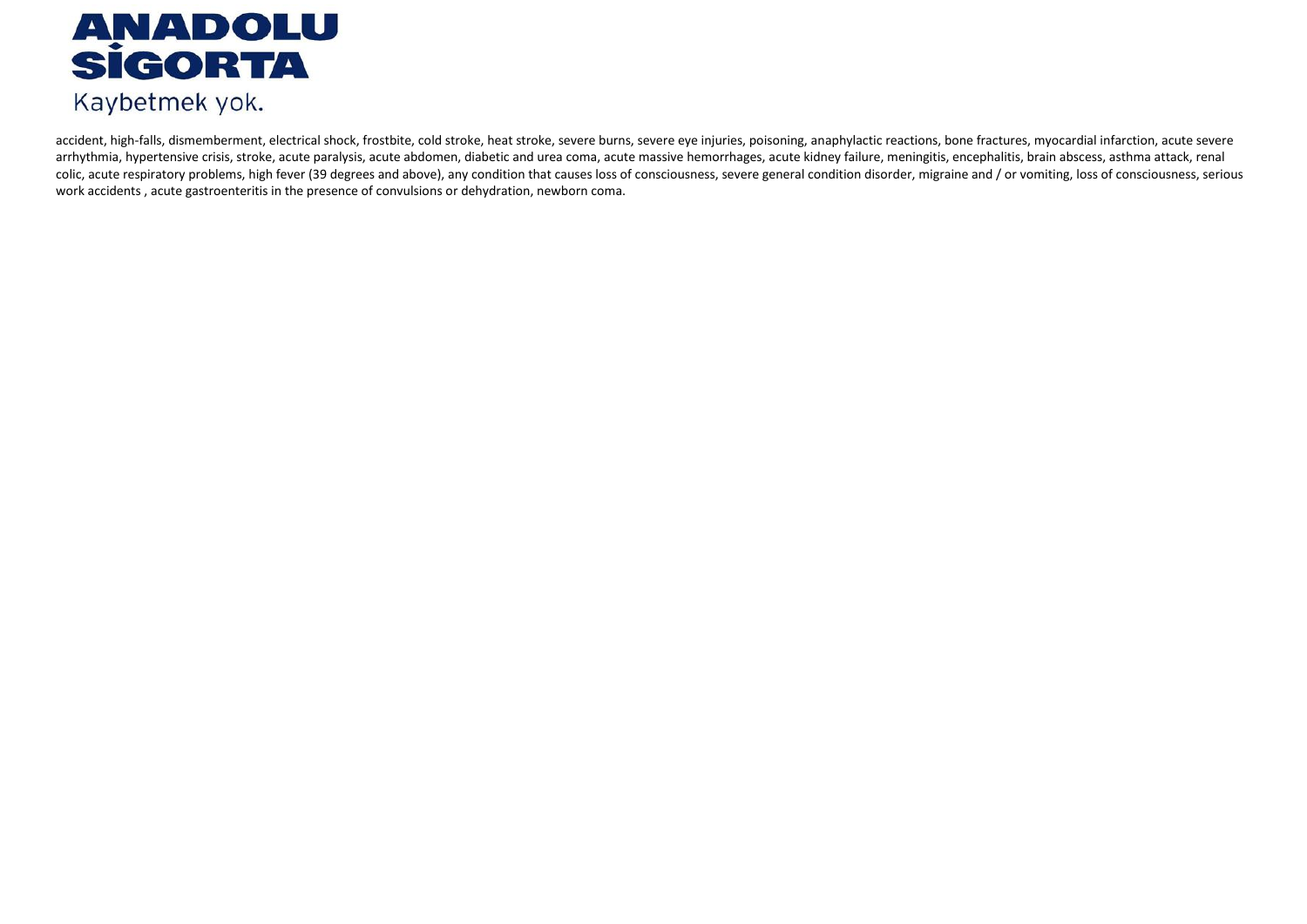accident, high-falls, dismemberment, electrical shock, frostbite, cold stroke, heat stroke, severe burns, severe eye injuries, poisoning, anaphylactic reactions, bone fractures, myocardial infarction, acute severe arrhythmia, hypertensive crisis, stroke, acute paralysis, acute abdomen, diabetic and urea coma, acute massive hemorrhages, acute kidney failure, meningitis, encephalitis, brain abscess, asthma attack, renal colic, acute respiratory problems, high fever (39 degrees and above), any condition that causes loss of consciousness, severe general condition disorder, migraine and / or vomiting, loss of consciousness, serious work accidents , acute gastroenteritis in the presence of convulsions or dehydration, newborn coma.